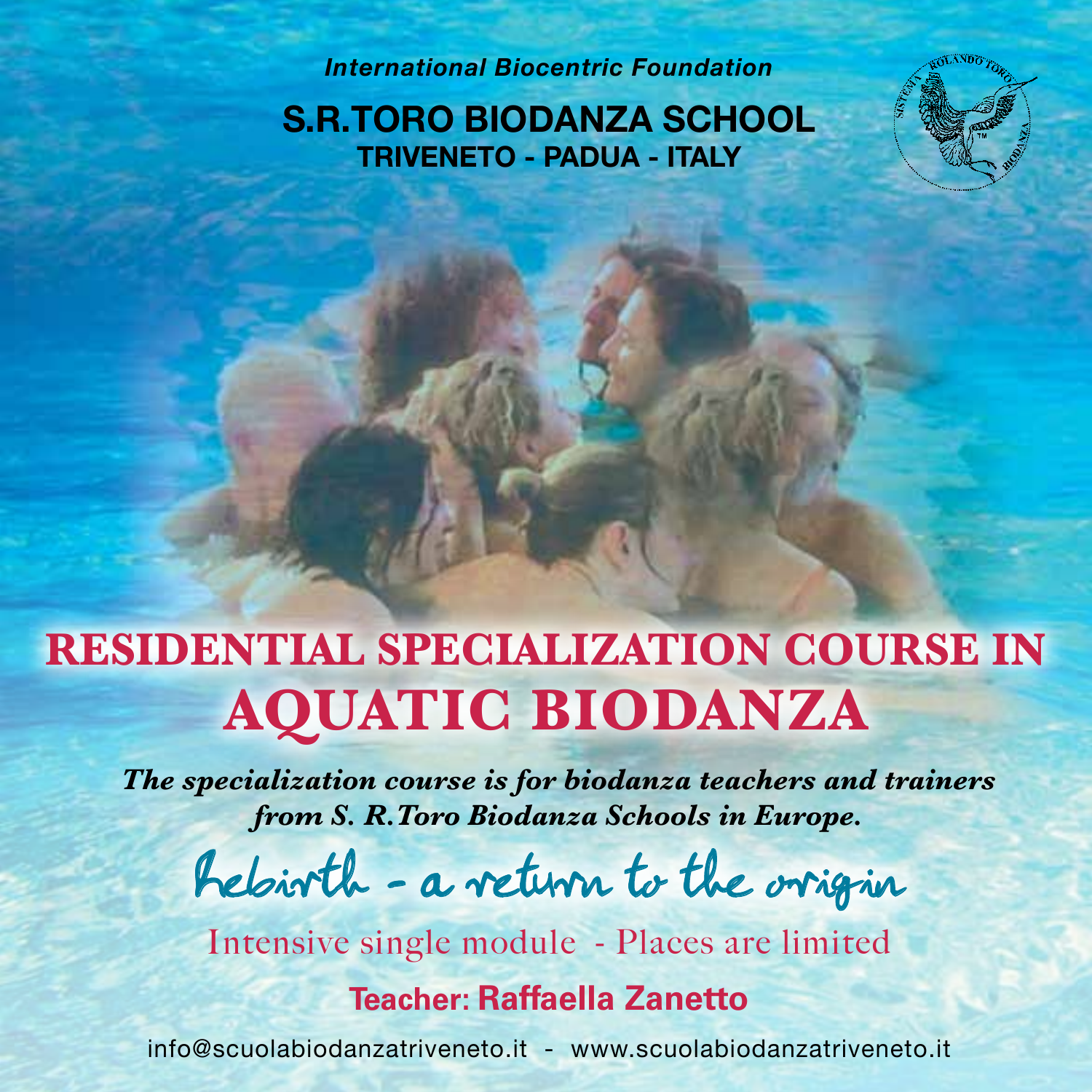*International Biocentric Foundation*

## S.R.TORO BIODANZA SCHOOL
### TRIVENETO - PADUA - ITALY

# RESIDENTIAL SPECIALIZATION COURSE IN
# AQUATIC BIODANZA

***The specialization course is for biodanza teachers and trainers from S. R.Toro Biodanza Schools in Europe.***

*Rebirth - a return to the origin*

Intensive single module - Places are limited

**Teacher: Raffaella Zanetto**

info@scuolabiodanzatriveneto.it - www.scuolabiodanzatriveneto.it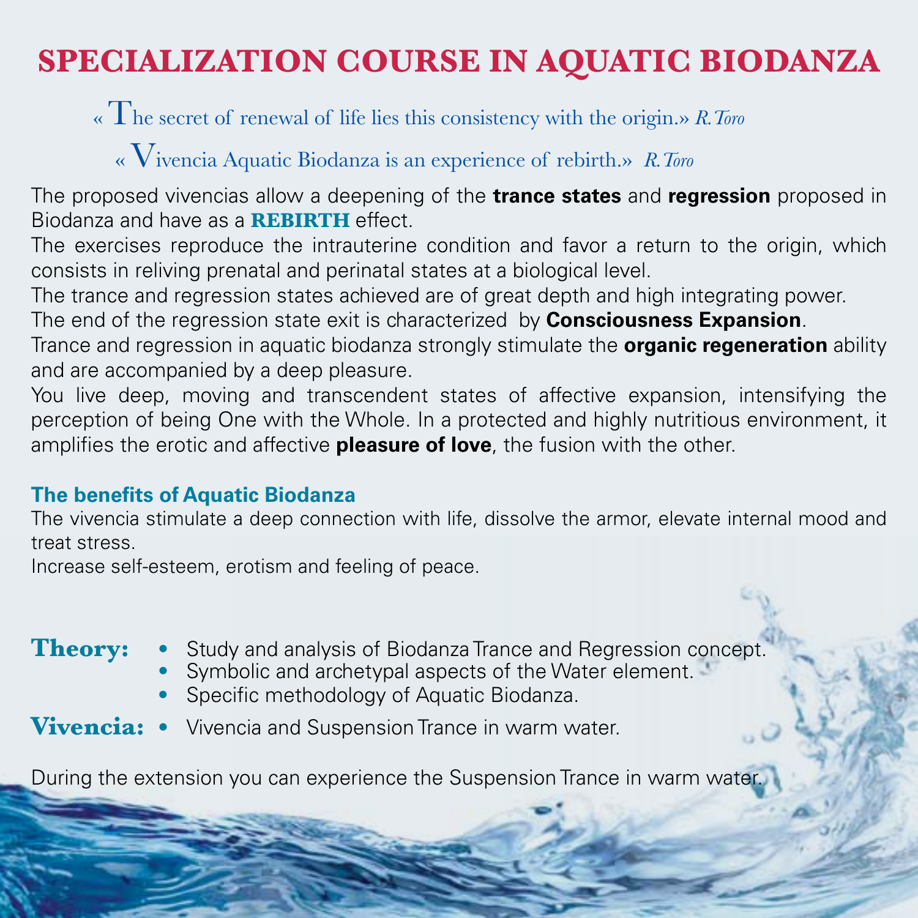# SPECIALIZATION COURSE IN AQUATIC BIODANZA

« The secret of renewal of life lies this consistency with the origin.» *R. Toro*

« Vivencia Aquatic Biodanza is an experience of rebirth.» *R. Toro*

The proposed vivencias allow a deepening of the **trance states** and **regression** proposed in Biodanza and have as a **REBIRTH** effect.
The exercises reproduce the intrauterine condition and favor a return to the origin, which consists in reliving prenatal and perinatal states at a biological level.
The trance and regression states achieved are of great depth and high integrating power.
The end of the regression state exit is characterized by **Consciousness Expansion**.
Trance and regression in aquatic biodanza strongly stimulate the **organic regeneration** ability and are accompanied by a deep pleasure.
You live deep, moving and transcendent states of affective expansion, intensifying the perception of being One with the Whole. In a protected and highly nutritious environment, it amplifies the erotic and affective **pleasure of love**, the fusion with the other.

### The benefits of Aquatic Biodanza

The vivencia stimulate a deep connection with life, dissolve the armor, elevate internal mood and treat stress.
Increase self-esteem, erotism and feeling of peace.

**Theory:**
- Study and analysis of Biodanza Trance and Regression concept.
- Symbolic and archetypal aspects of the Water element.
- Specific methodology of Aquatic Biodanza.

**Vivencia:**
- Vivencia and Suspension Trance in warm water.

During the extension you can experience the Suspension Trance in warm water.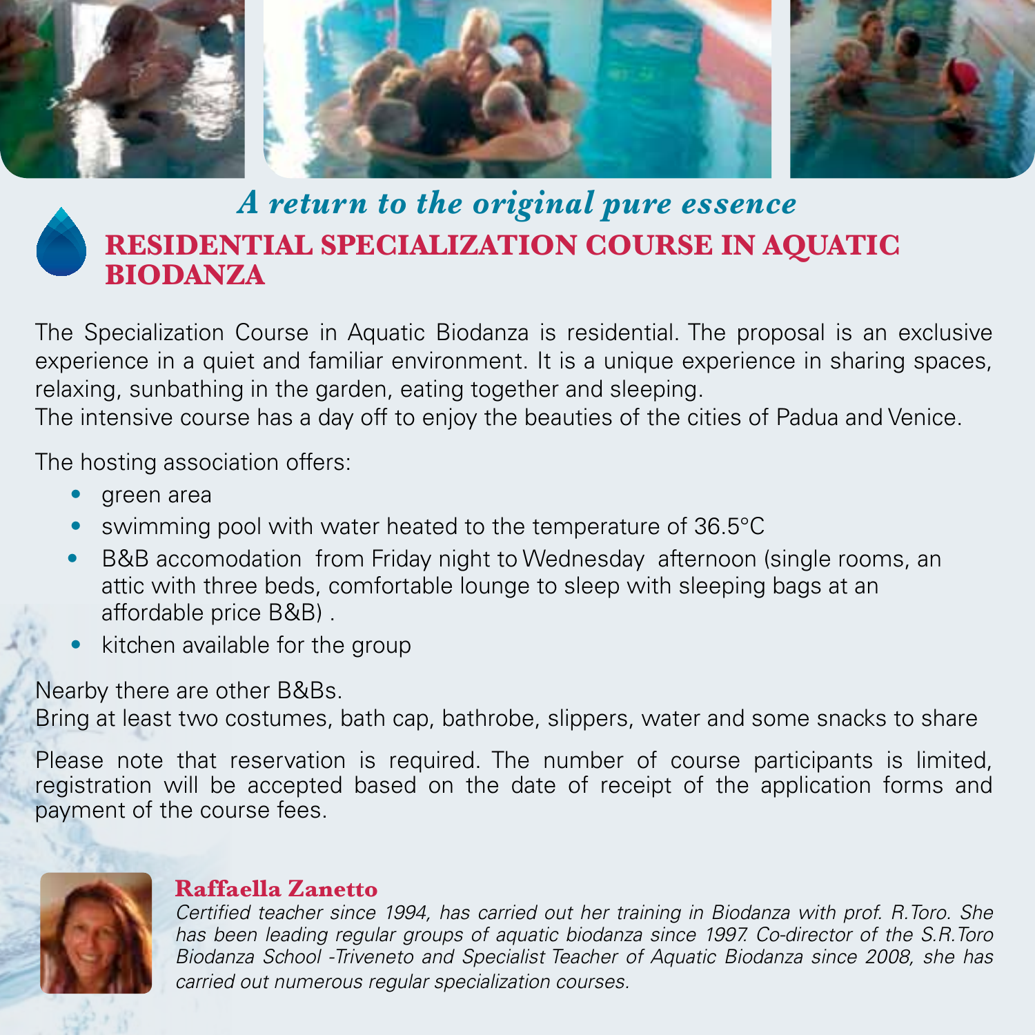*A return to the original pure essence*

# RESIDENTIAL SPECIALIZATION COURSE IN AQUATIC BIODANZA

The Specialization Course in Aquatic Biodanza is residential. The proposal is an exclusive experience in a quiet and familiar environment. It is a unique experience in sharing spaces, relaxing, sunbathing in the garden, eating together and sleeping.
The intensive course has a day off to enjoy the beauties of the cities of Padua and Venice.

The hosting association offers:

- green area
- swimming pool with water heated to the temperature of 36.5°C
- B&B accomodation from Friday night to Wednesday afternoon (single rooms, an attic with three beds, comfortable lounge to sleep with sleeping bags at an affordable price B&B) .
- kitchen available for the group

Nearby there are other B&Bs.
Bring at least two costumes, bath cap, bathrobe, slippers, water and some snacks to share

Please note that reservation is required. The number of course participants is limited, registration will be accepted based on the date of receipt of the application forms and payment of the course fees.

**Raffaella Zanetto**

*Certified teacher since 1994, has carried out her training in Biodanza with prof. R.Toro. She has been leading regular groups of aquatic biodanza since 1997. Co-director of the S.R.Toro Biodanza School -Triveneto and Specialist Teacher of Aquatic Biodanza since 2008, she has carried out numerous regular specialization courses.*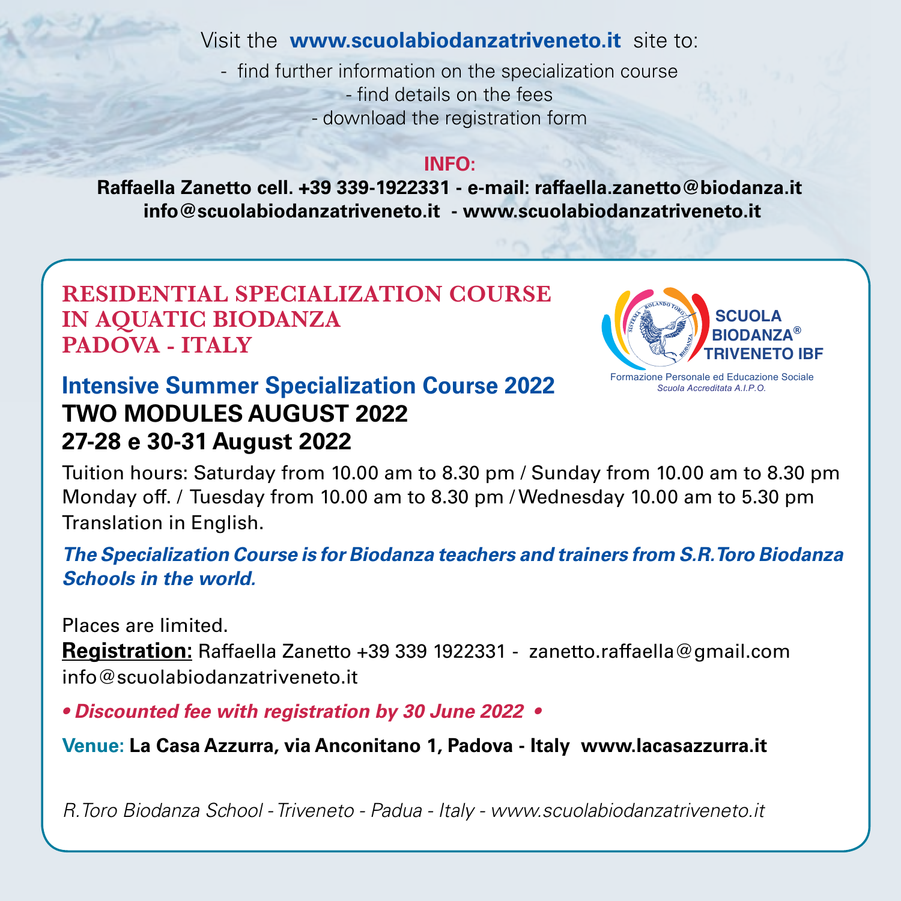Visit the **www.scuolabiodanzatriveneto.it** site to:

- find further information on the specialization course
- find details on the fees
- download the registration form

**INFO:**

**Raffaella Zanetto cell. +39 339-1922331 - e-mail: raffaella.zanetto@biodanza.it**
**info@scuolabiodanzatriveneto.it - www.scuolabiodanzatriveneto.it**

# RESIDENTIAL SPECIALIZATION COURSE IN AQUATIC BIODANZA PADOVA - ITALY

SCUOLA BIODANZA® TRIVENETO IBF

Formazione Personale ed Educazione Sociale
*Scuola Accreditata A.I.P.O.*

## Intensive Summer Specialization Course 2022

**TWO MODULES AUGUST 2022**
**27-28 e 30-31 August 2022**

Tuition hours: Saturday from 10.00 am to 8.30 pm / Sunday from 10.00 am to 8.30 pm
Monday off. / Tuesday from 10.00 am to 8.30 pm / Wednesday 10.00 am to 5.30 pm
Translation in English.

***The Specialization Course is for Biodanza teachers and trainers from S.R.Toro Biodanza Schools in the world.***

Places are limited.
**Registration:** Raffaella Zanetto +39 339 1922331 - zanetto.raffaella@gmail.com
info@scuolabiodanzatriveneto.it

***• Discounted fee with registration by 30 June 2022 •***

**Venue: La Casa Azzurra, via Anconitano 1, Padova - Italy www.lacasazzurra.it**

*R.Toro Biodanza School - Triveneto - Padua - Italy - www.scuolabiodanzatriveneto.it*